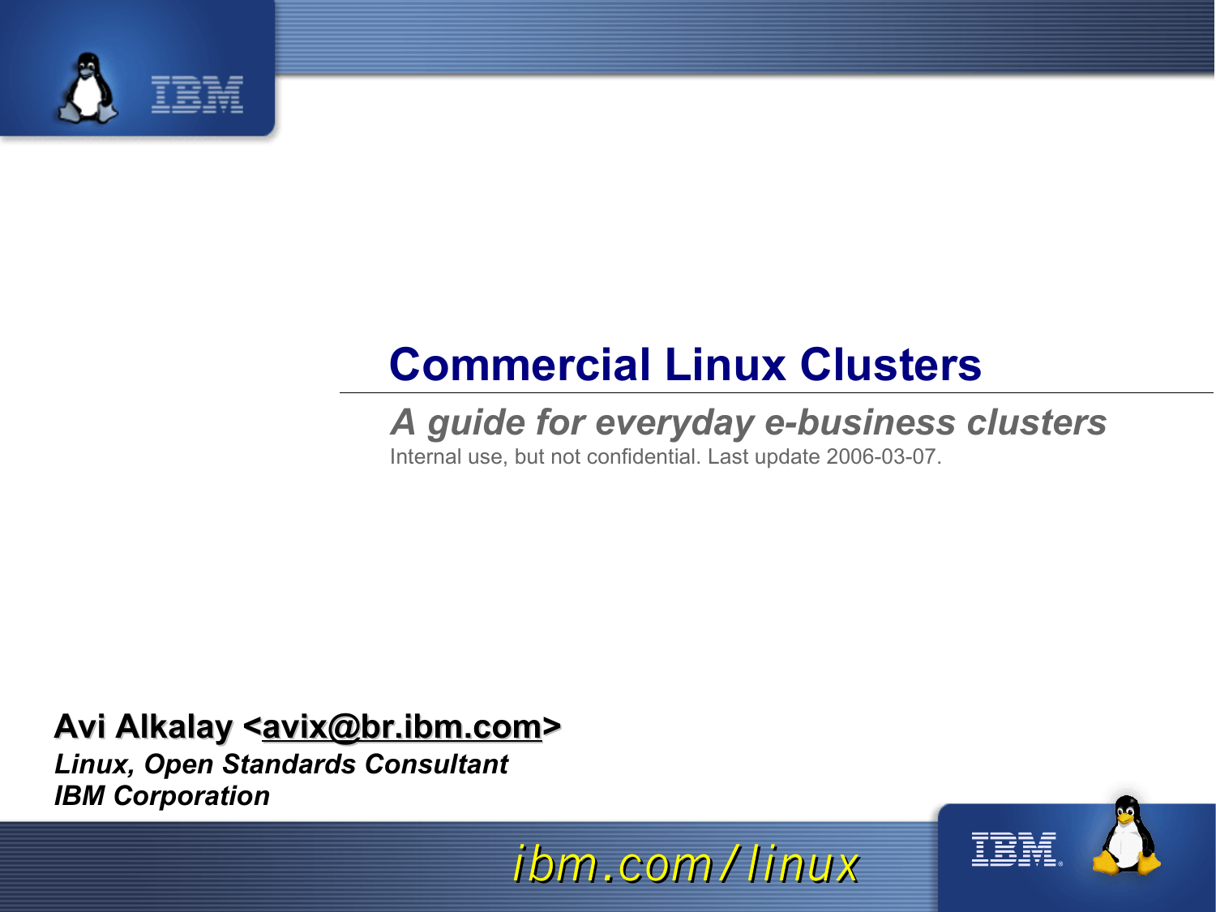# Commercial Linux Clusters

## *A guide for everyday e-business clusters*

Internal use, but not confidential. Last update 2006-03-07.

**Avi Alkalay <avix@br.ibm.com>**

***Linux, Open Standards Consultant***

***IBM Corporation***

*ibm.com/linux*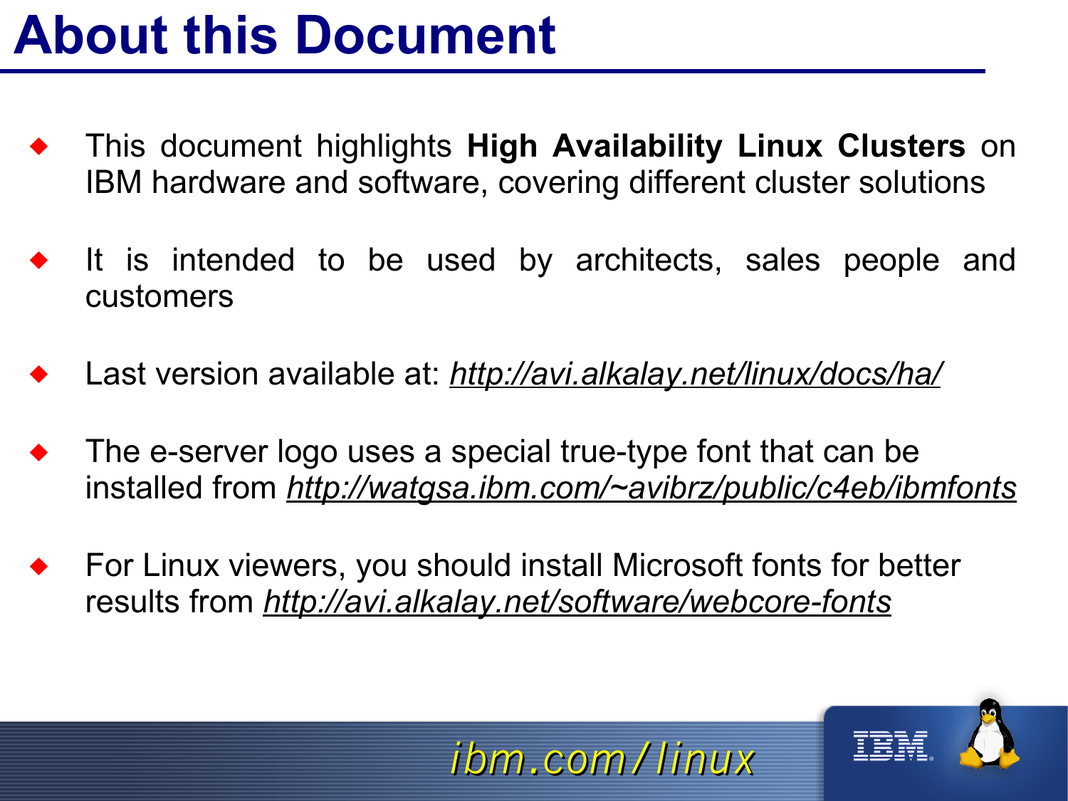# About this Document

- This document highlights **High Availability Linux Clusters** on IBM hardware and software, covering different cluster solutions
- It is intended to be used by architects, sales people and customers
- Last version available at: *http://avi.alkalay.net/linux/docs/ha/*
- The e-server logo uses a special true-type font that can be installed from *http://watgsa.ibm.com/~avibrz/public/c4eb/ibmfonts*
- For Linux viewers, you should install Microsoft fonts for better results from *http://avi.alkalay.net/software/webcore-fonts*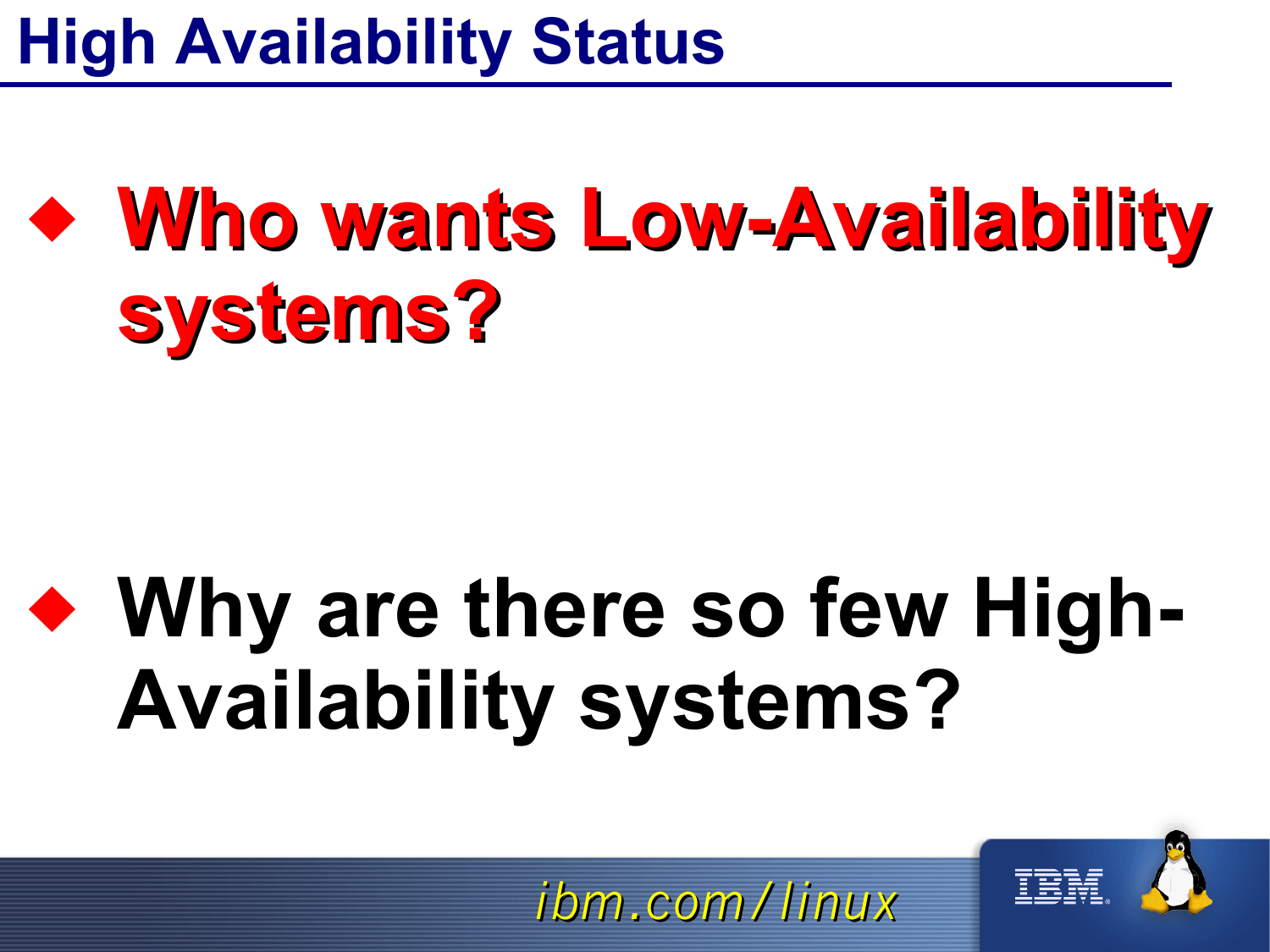# High Availability Status

- **Who wants Low-Availability systems?**

- **Why are there so few High-Availability systems?**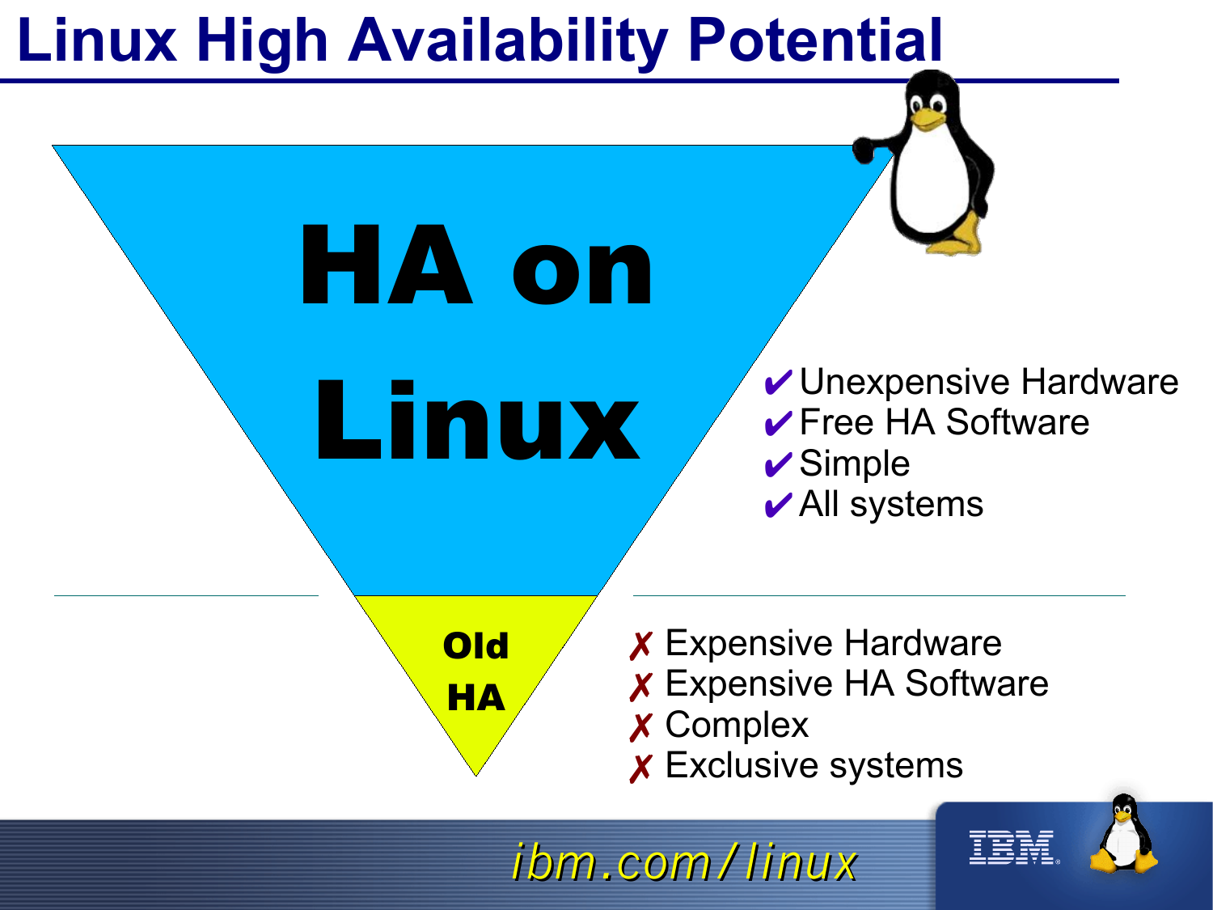# Linux High Availability Potential

**HA on Linux**

- ✔ Unexpensive Hardware
- ✔ Free HA Software
- ✔ Simple
- ✔ All systems

**Old HA**

- ✗ Expensive Hardware
- ✗ Expensive HA Software
- ✗ Complex
- ✗ Exclusive systems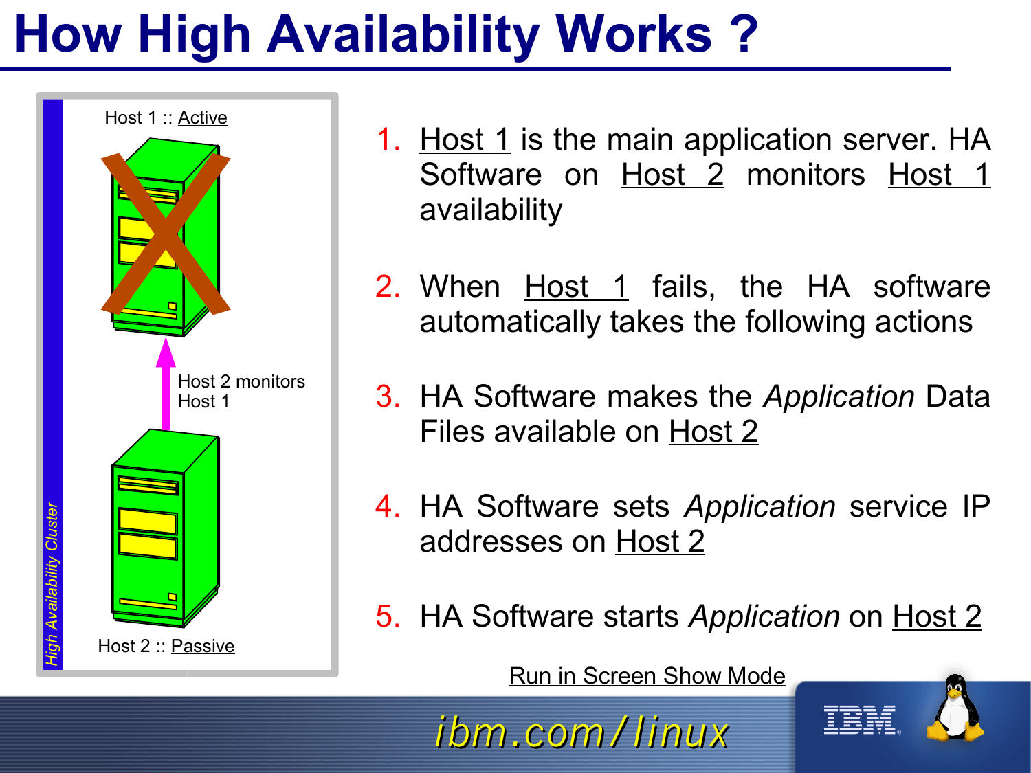# How High Availability Works ?

Host 1 :: Active

Host 2 monitors Host 1

Host 2 :: Passive

*High Availability Cluster*

1. Host 1 is the main application server. HA Software on Host 2 monitors Host 1 availability
2. When Host 1 fails, the HA software automatically takes the following actions
3. HA Software makes the *Application* Data Files available on Host 2
4. HA Software sets *Application* service IP addresses on Host 2
5. HA Software starts *Application* on Host 2

Run in Screen Show Mode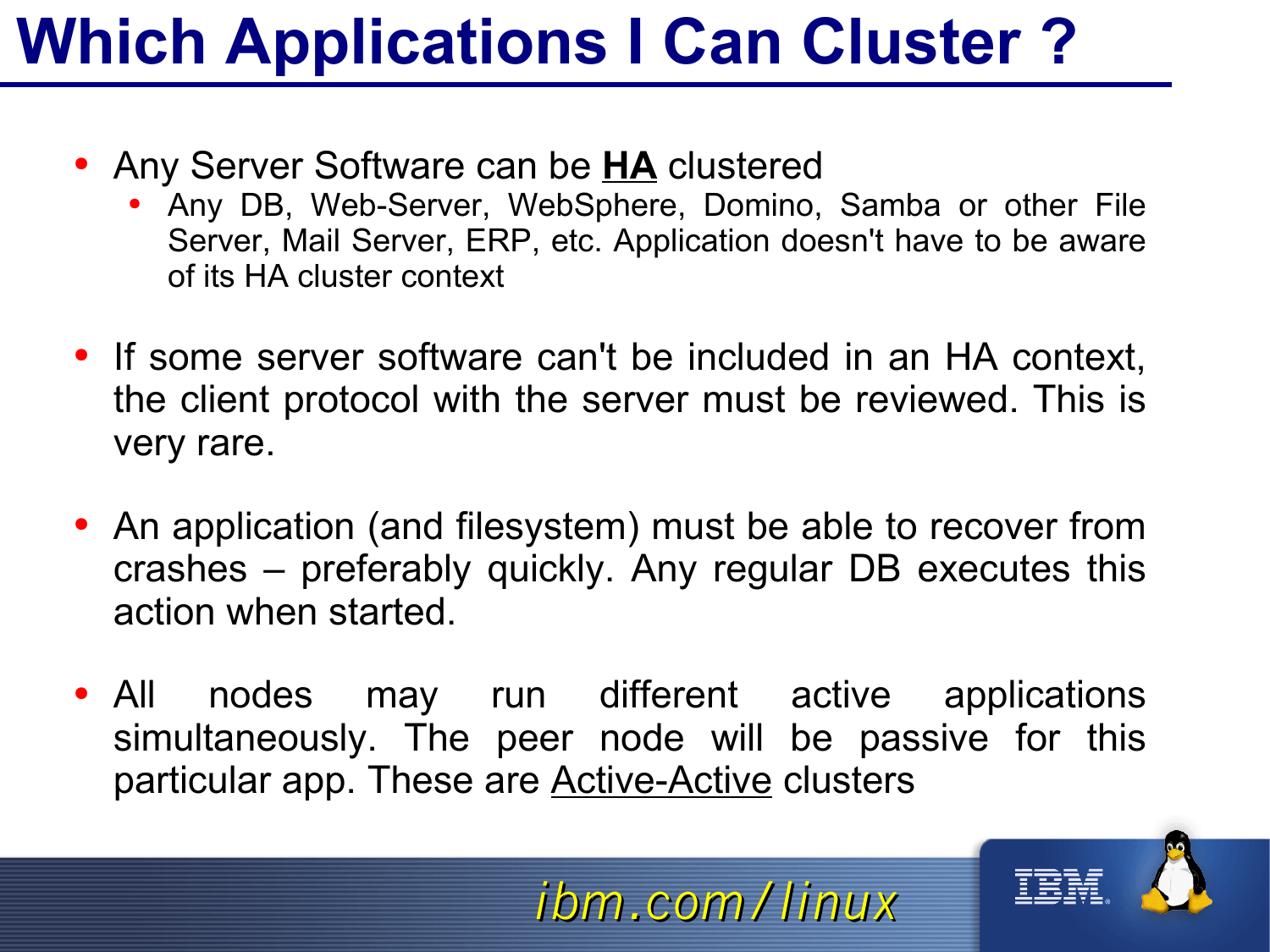# Which Applications I Can Cluster ?

- Any Server Software can be **<u>HA</u>** clustered
  - Any DB, Web-Server, WebSphere, Domino, Samba or other File Server, Mail Server, ERP, etc. Application doesn't have to be aware of its HA cluster context
- If some server software can't be included in an HA context, the client protocol with the server must be reviewed. This is very rare.
- An application (and filesystem) must be able to recover from crashes – preferably quickly. Any regular DB executes this action when started.
- All nodes may run different active applications simultaneously. The peer node will be passive for this particular app. These are <u>Active-Active</u> clusters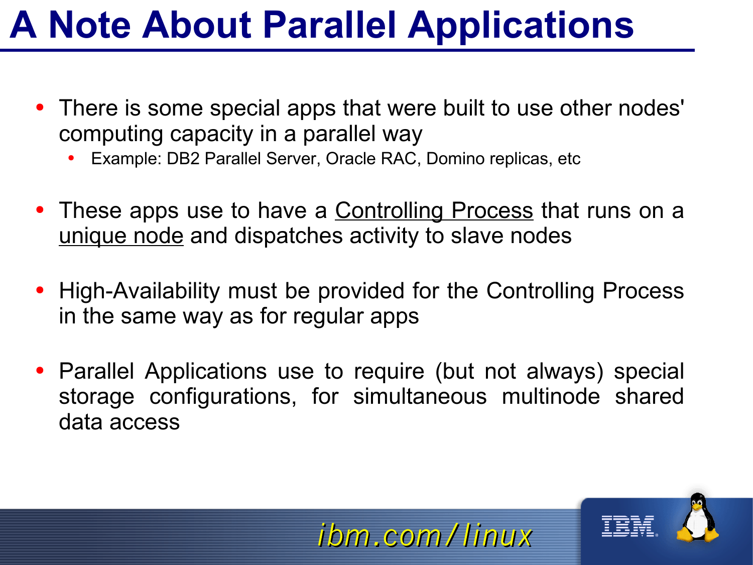# A Note About Parallel Applications

- There is some special apps that were built to use other nodes' computing capacity in a parallel way
  - Example: DB2 Parallel Server, Oracle RAC, Domino replicas, etc
- These apps use to have a Controlling Process that runs on a unique node and dispatches activity to slave nodes
- High-Availability must be provided for the Controlling Process in the same way as for regular apps
- Parallel Applications use to require (but not always) special storage configurations, for simultaneous multinode shared data access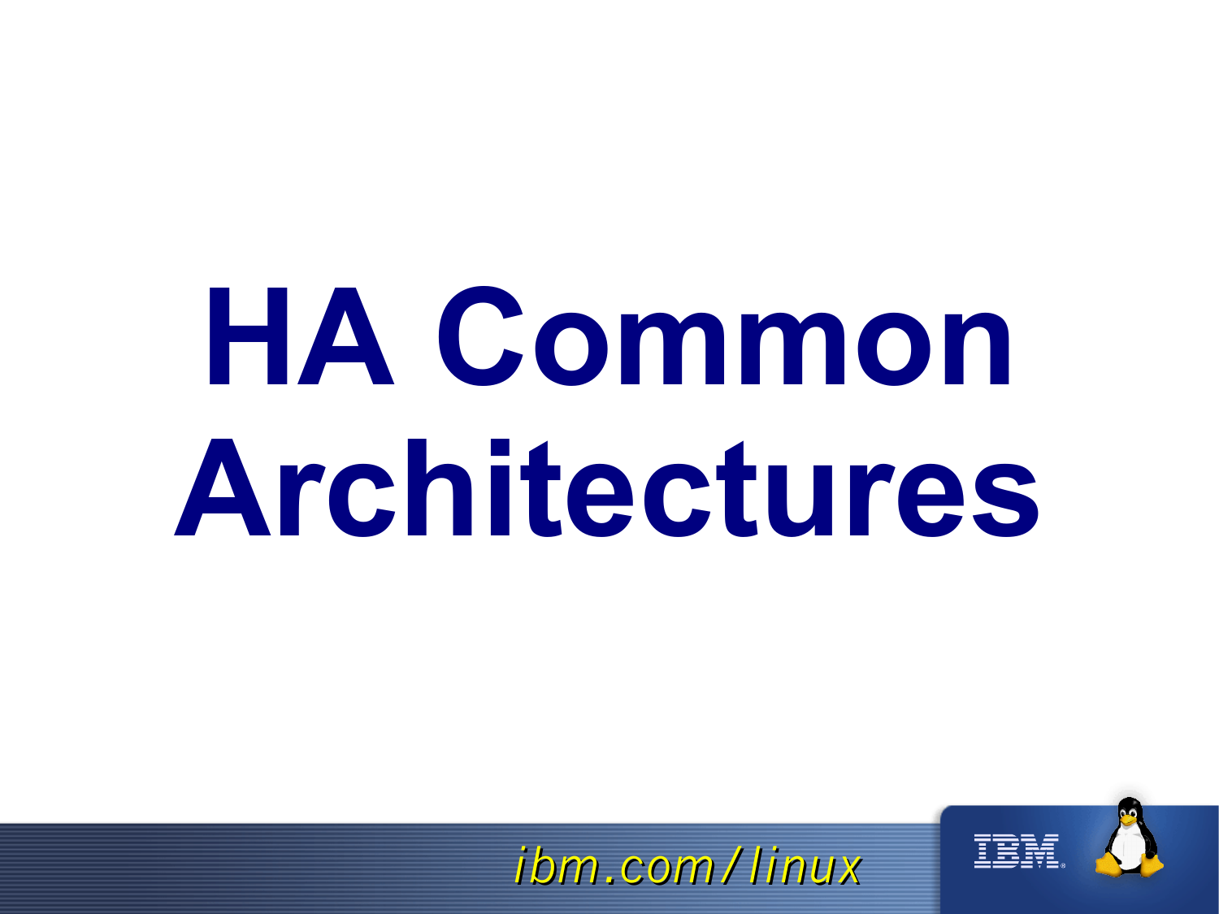# HA Common Architectures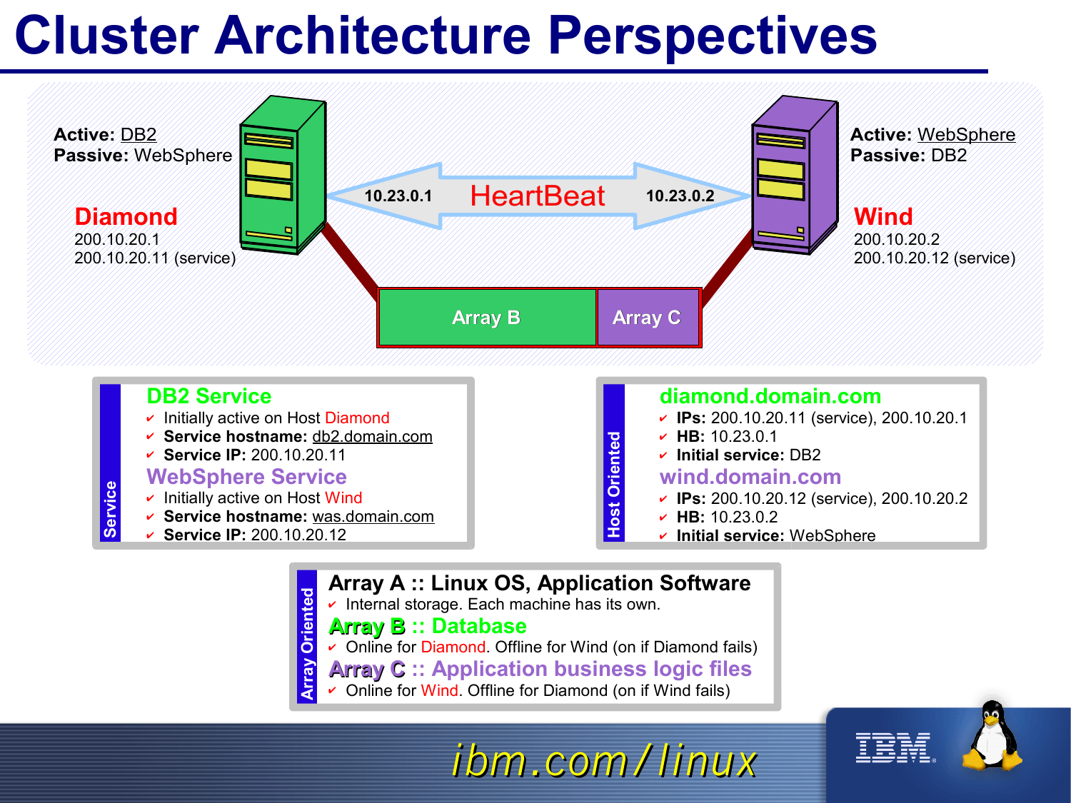# Cluster Architecture Perspectives

**Active:** DB2
**Passive:** WebSphere

**Diamond**
200.10.20.1
200.10.20.11 (service)

10.23.0.1 HeartBeat 10.23.0.2

**Active:** WebSphere
**Passive:** DB2

**Wind**
200.10.20.2
200.10.20.12 (service)

Array B | Array C

## Service

### DB2 Service

- Initially active on Host Diamond
- **Service hostname:** db2.domain.com
- **Service IP:** 200.10.20.11

### WebSphere Service

- Initially active on Host Wind
- **Service hostname:** was.domain.com
- **Service IP:** 200.10.20.12

## Host Oriented

### diamond.domain.com

- **IPs:** 200.10.20.11 (service), 200.10.20.1
- **HB:** 10.23.0.1
- **Initial service:** DB2

### wind.domain.com

- **IPs:** 200.10.20.12 (service), 200.10.20.2
- **HB:** 10.23.0.2
- **Initial service:** WebSphere

## Array Oriented

### Array A :: Linux OS, Application Software

- Internal storage. Each machine has its own.

### Array B :: Database

- Online for Diamond. Offline for Wind (on if Diamond fails)

### Array C :: Application business logic files

- Online for Wind. Offline for Diamond (on if Wind fails)

*ibm.com/linux*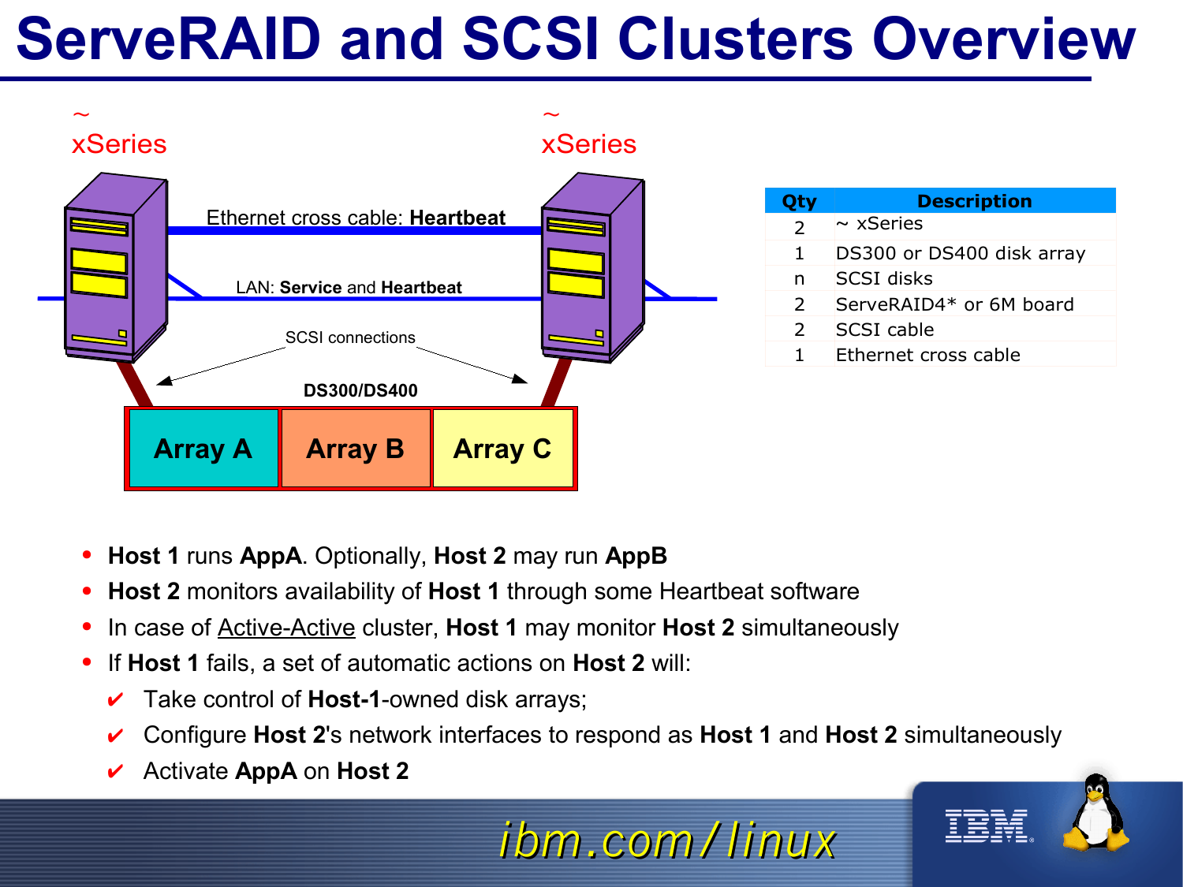# ServeRAID and SCSI Clusters Overview

~ xSeries

~ xSeries

Ethernet cross cable: **Heartbeat**

LAN: **Service** and **Heartbeat**

SCSI connections

**DS300/DS400**

**Array A** | **Array B** | **Array C**

| Qty | Description |
|---|---|
| 2 | ~ xSeries |
| 1 | DS300 or DS400 disk array |
| n | SCSI disks |
| 2 | ServeRAID4* or 6M board |
| 2 | SCSI cable |
| 1 | Ethernet cross cable |

- **Host 1** runs **AppA**. Optionally, **Host 2** may run **AppB**
- **Host 2** monitors availability of **Host 1** through some Heartbeat software
- In case of Active-Active cluster, **Host 1** may monitor **Host 2** simultaneously
- If **Host 1** fails, a set of automatic actions on **Host 2** will:
  - ✔ Take control of **Host-1**-owned disk arrays;
  - ✔ Configure **Host 2**'s network interfaces to respond as **Host 1** and **Host 2** simultaneously
  - ✔ Activate **AppA** on **Host 2**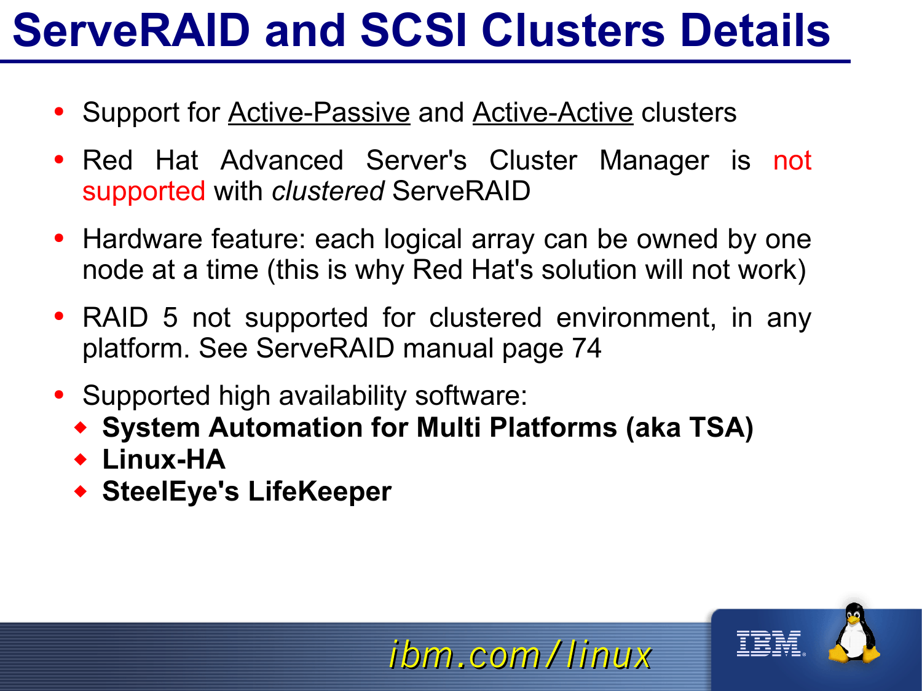# ServeRAID and SCSI Clusters Details

- Support for Active-Passive and Active-Active clusters
- Red Hat Advanced Server's Cluster Manager is not supported with *clustered* ServeRAID
- Hardware feature: each logical array can be owned by one node at a time (this is why Red Hat's solution will not work)
- RAID 5 not supported for clustered environment, in any platform. See ServeRAID manual page 74
- Supported high availability software:
  - **System Automation for Multi Platforms (aka TSA)**
  - **Linux-HA**
  - **SteelEye's LifeKeeper**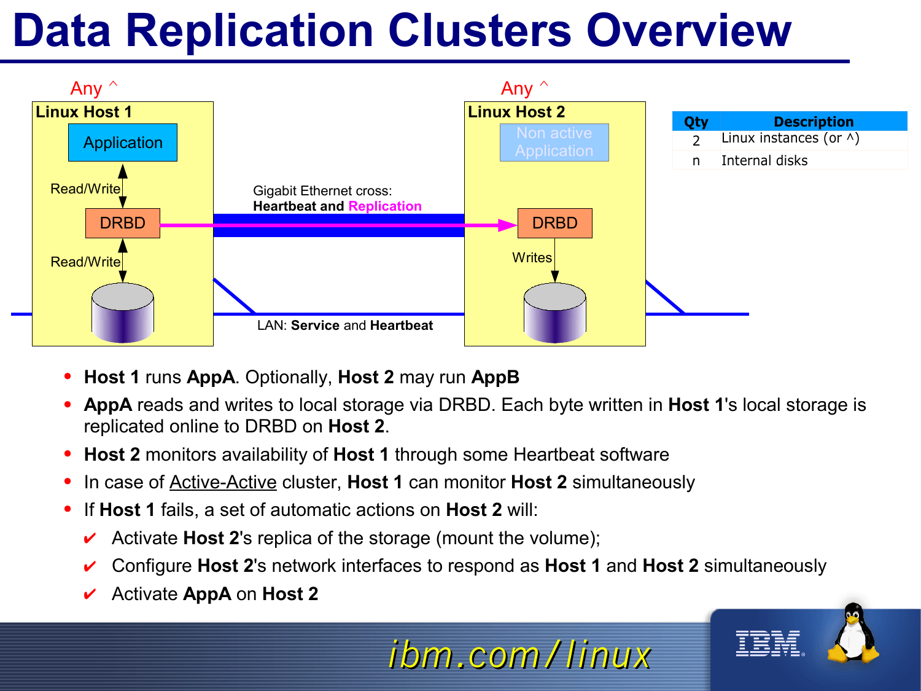# Data Replication Clusters Overview

Any ^

**Linux Host 1**

Application

Read/Write

DRBD

Read/Write

Gigabit Ethernet cross:
**Heartbeat and Replication**

LAN: **Service** and **Heartbeat**

Any ^

**Linux Host 2**

Non active Application

DRBD

Writes

| Qty | Description |
|---|---|
| 2 | Linux instances (or ^) |
| n | Internal disks |

- **Host 1** runs **AppA**. Optionally, **Host 2** may run **AppB**
- **AppA** reads and writes to local storage via DRBD. Each byte written in **Host 1**'s local storage is replicated online to DRBD on **Host 2**.
- **Host 2** monitors availability of **Host 1** through some Heartbeat software
- In case of Active-Active cluster, **Host 1** can monitor **Host 2** simultaneously
- If **Host 1** fails, a set of automatic actions on **Host 2** will:
  - ✔ Activate **Host 2**'s replica of the storage (mount the volume);
  - ✔ Configure **Host 2**'s network interfaces to respond as **Host 1** and **Host 2** simultaneously
  - ✔ Activate **AppA** on **Host 2**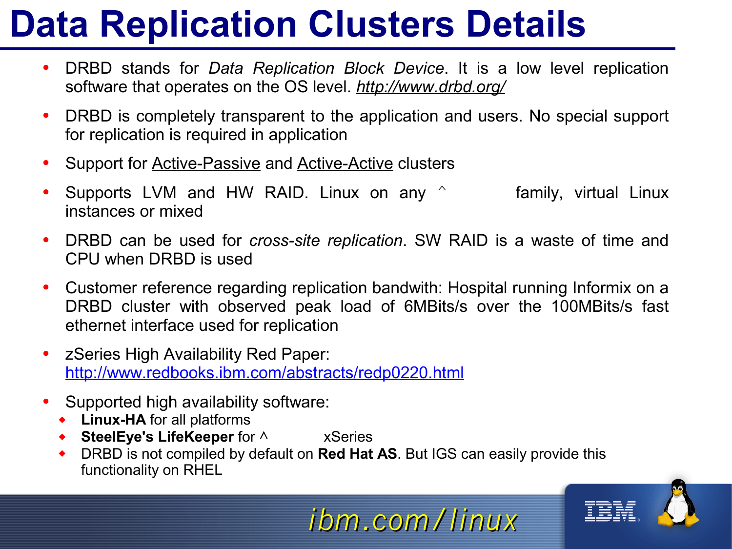# Data Replication Clusters Details

- DRBD stands for *Data Replication Block Device*. It is a low level replication software that operates on the OS level. *http://www.drbd.org/*
- DRBD is completely transparent to the application and users. No special support for replication is required in application
- Support for Active-Passive and Active-Active clusters
- Supports LVM and HW RAID. Linux on any ^ family, virtual Linux instances or mixed
- DRBD can be used for *cross-site replication*. SW RAID is a waste of time and CPU when DRBD is used
- Customer reference regarding replication bandwith: Hospital running Informix on a DRBD cluster with observed peak load of 6MBits/s over the 100MBits/s fast ethernet interface used for replication
- zSeries High Availability Red Paper: http://www.redbooks.ibm.com/abstracts/redp0220.html
- Supported high availability software:
  - **Linux-HA** for all platforms
  - **SteelEye's LifeKeeper** for ^ xSeries
  - DRBD is not compiled by default on **Red Hat AS**. But IGS can easily provide this functionality on RHEL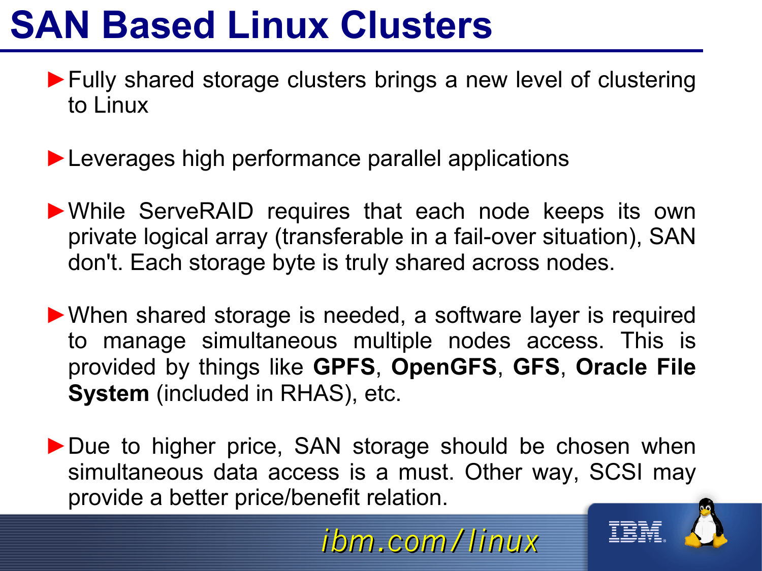# SAN Based Linux Clusters

- Fully shared storage clusters brings a new level of clustering to Linux
- Leverages high performance parallel applications
- While ServeRAID requires that each node keeps its own private logical array (transferable in a fail-over situation), SAN don't. Each storage byte is truly shared across nodes.
- When shared storage is needed, a software layer is required to manage simultaneous multiple nodes access. This is provided by things like **GPFS**, **OpenGFS**, **GFS**, **Oracle File System** (included in RHAS), etc.
- Due to higher price, SAN storage should be chosen when simultaneous data access is a must. Other way, SCSI may provide a better price/benefit relation.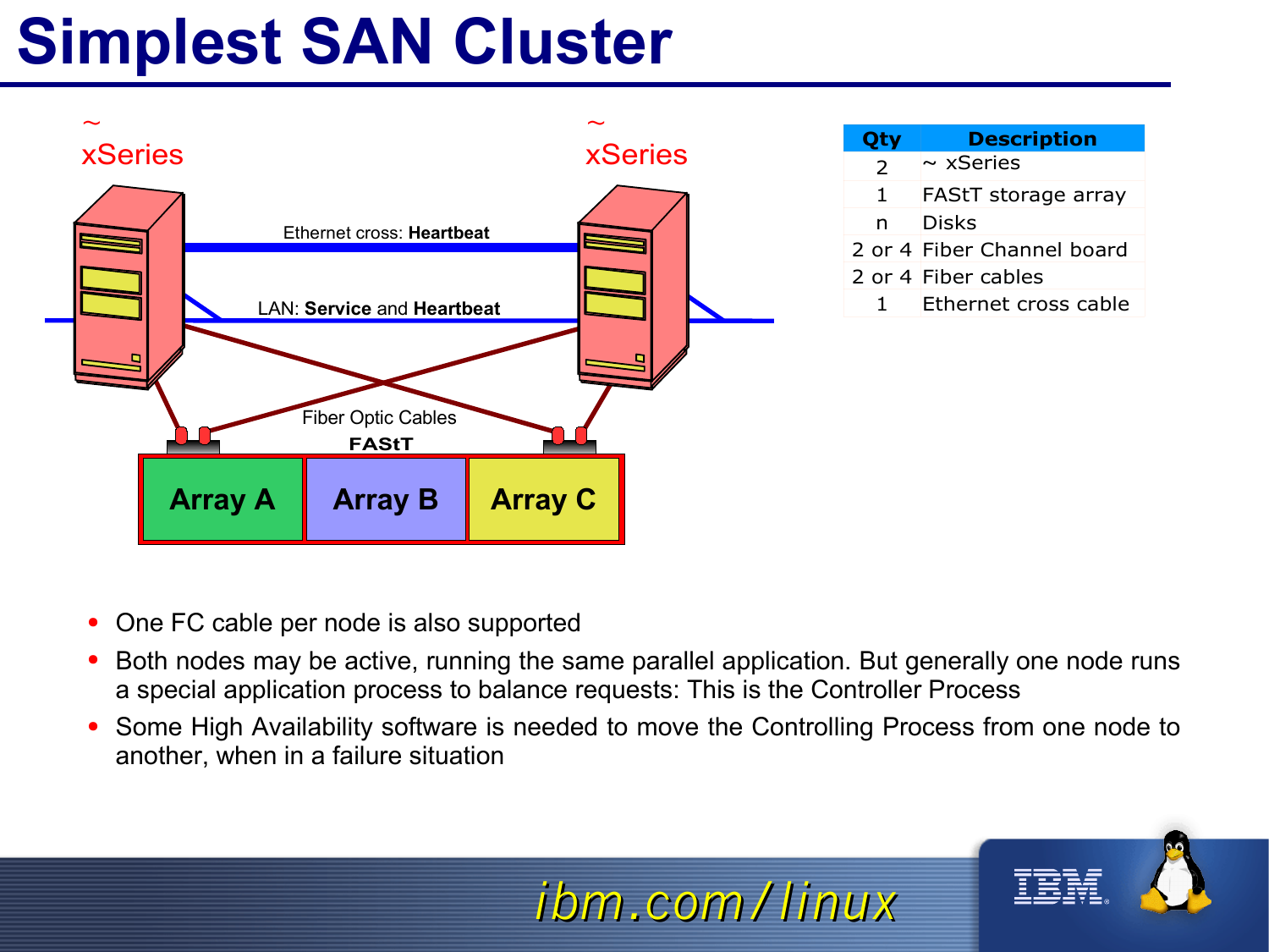# Simplest SAN Cluster

| Qty | Description |
|---|---|
| 2 | ~ xSeries |
| 1 | FAStT storage array |
| n | Disks |
| 2 or 4 | Fiber Channel board |
| 2 or 4 | Fiber cables |
| 1 | Ethernet cross cable |

- One FC cable per node is also supported
- Both nodes may be active, running the same parallel application. But generally one node runs a special application process to balance requests: This is the Controller Process
- Some High Availability software is needed to move the Controlling Process from one node to another, when in a failure situation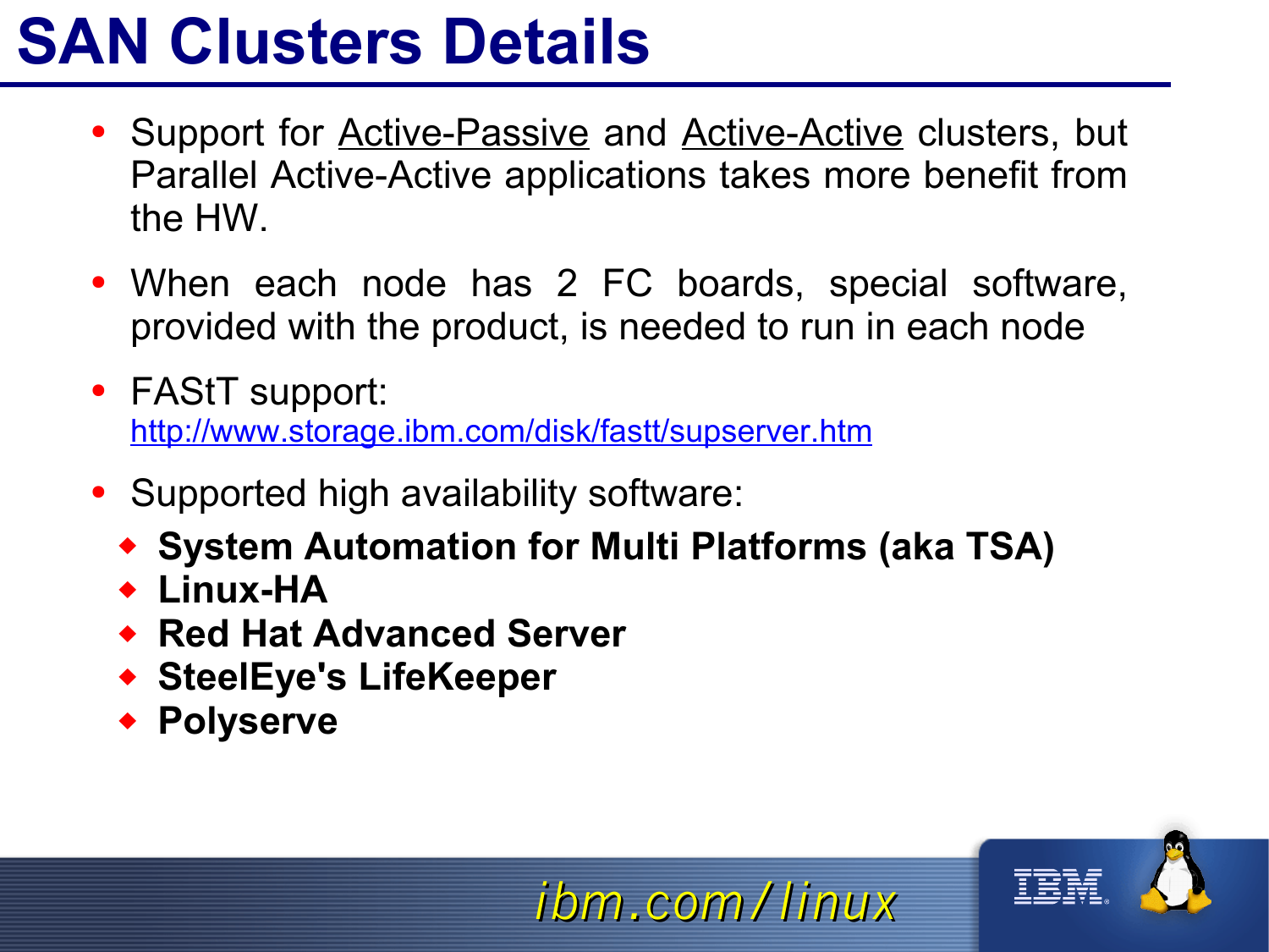# SAN Clusters Details

- Support for Active-Passive and Active-Active clusters, but Parallel Active-Active applications takes more benefit from the HW.
- When each node has 2 FC boards, special software, provided with the product, is needed to run in each node
- FAStT support: http://www.storage.ibm.com/disk/fastt/supserver.htm
- Supported high availability software:
  - **System Automation for Multi Platforms (aka TSA)**
  - **Linux-HA**
  - **Red Hat Advanced Server**
  - **SteelEye's LifeKeeper**
  - **Polyserve**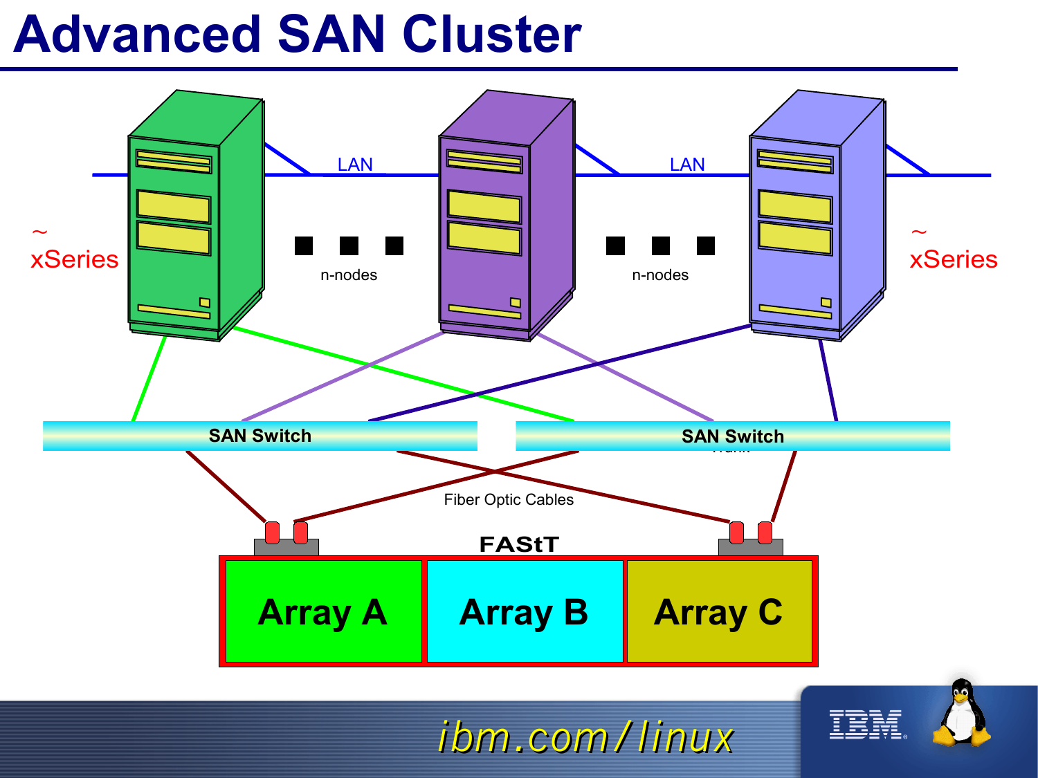# Advanced SAN Cluster

LAN

LAN

xSeries

xSeries

n-nodes

n-nodes

SAN Switch

SAN Switch

Fiber Optic Cables

FAStT

Array A

Array B

Array C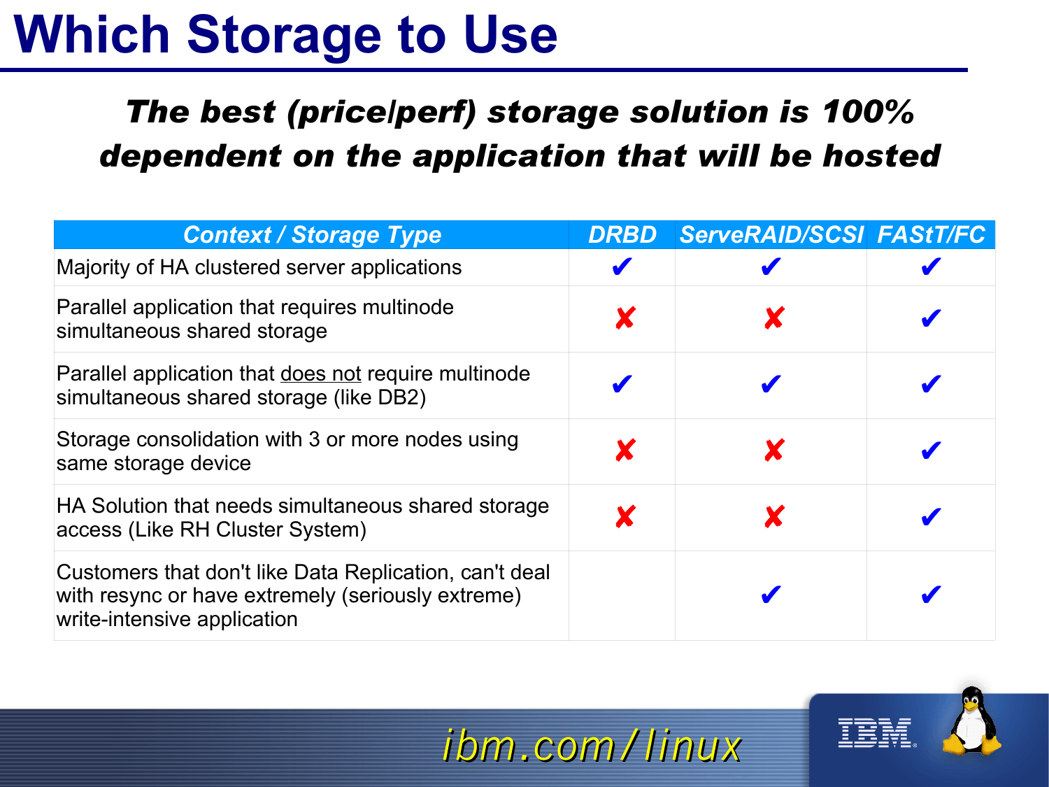# Which Storage to Use

***The best (price/perf) storage solution is 100% dependent on the application that will be hosted***

| Context / Storage Type | DRBD | ServeRAID/SCSI | FAStT/FC |
|---|---|---|---|
| Majority of HA clustered server applications | ✔ | ✔ | ✔ |
| Parallel application that requires multinode simultaneous shared storage | ✘ | ✘ | ✔ |
| Parallel application that does not require multinode simultaneous shared storage (like DB2) | ✔ | ✔ | ✔ |
| Storage consolidation with 3 or more nodes using same storage device | ✘ | ✘ | ✔ |
| HA Solution that needs simultaneous shared storage access (Like RH Cluster System) | ✘ | ✘ | ✔ |
| Customers that don't like Data Replication, can't deal with resync or have extremely (seriously extreme) write-intensive application | | ✔ | ✔ |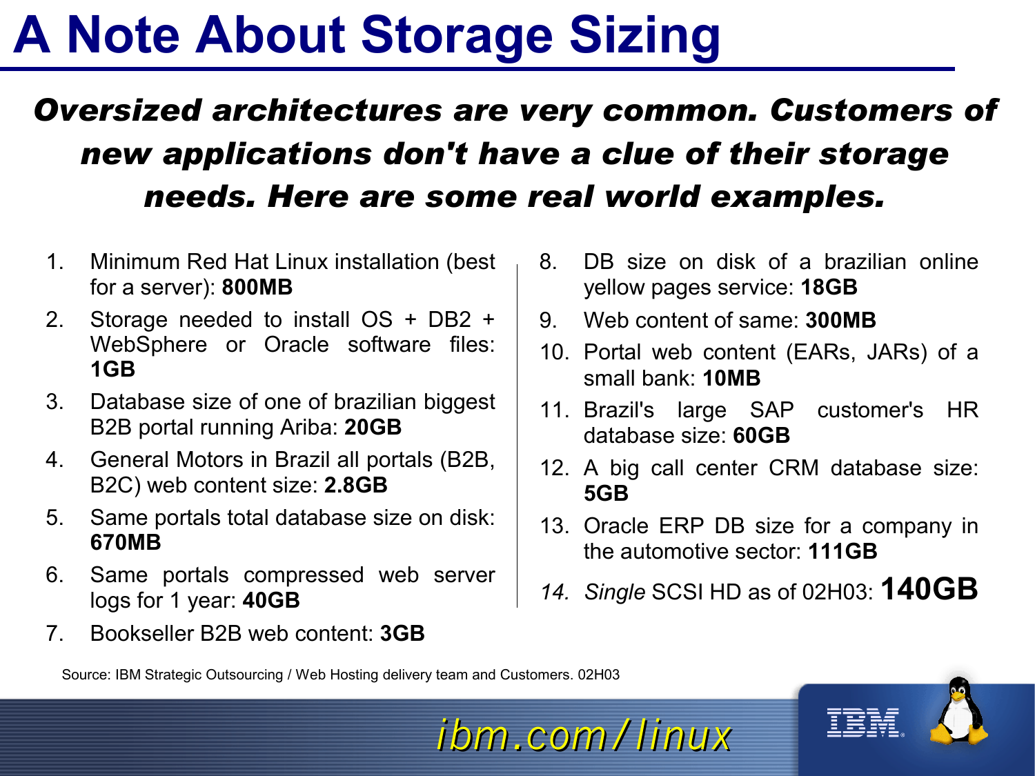# A Note About Storage Sizing

***Oversized architectures are very common. Customers of new applications don't have a clue of their storage needs. Here are some real world examples.***

1. Minimum Red Hat Linux installation (best for a server): **800MB**
2. Storage needed to install OS + DB2 + WebSphere or Oracle software files: **1GB**
3. Database size of one of brazilian biggest B2B portal running Ariba: **20GB**
4. General Motors in Brazil all portals (B2B, B2C) web content size: **2.8GB**
5. Same portals total database size on disk: **670MB**
6. Same portals compressed web server logs for 1 year: **40GB**
7. Bookseller B2B web content: **3GB**
8. DB size on disk of a brazilian online yellow pages service: **18GB**
9. Web content of same: **300MB**
10. Portal web content (EARs, JARs) of a small bank: **10MB**
11. Brazil's large SAP customer's HR database size: **60GB**
12. A big call center CRM database size: **5GB**
13. Oracle ERP DB size for a company in the automotive sector: **111GB**
14. *Single* SCSI HD as of 02H03: **140GB**

Source: IBM Strategic Outsourcing / Web Hosting delivery team and Customers. 02H03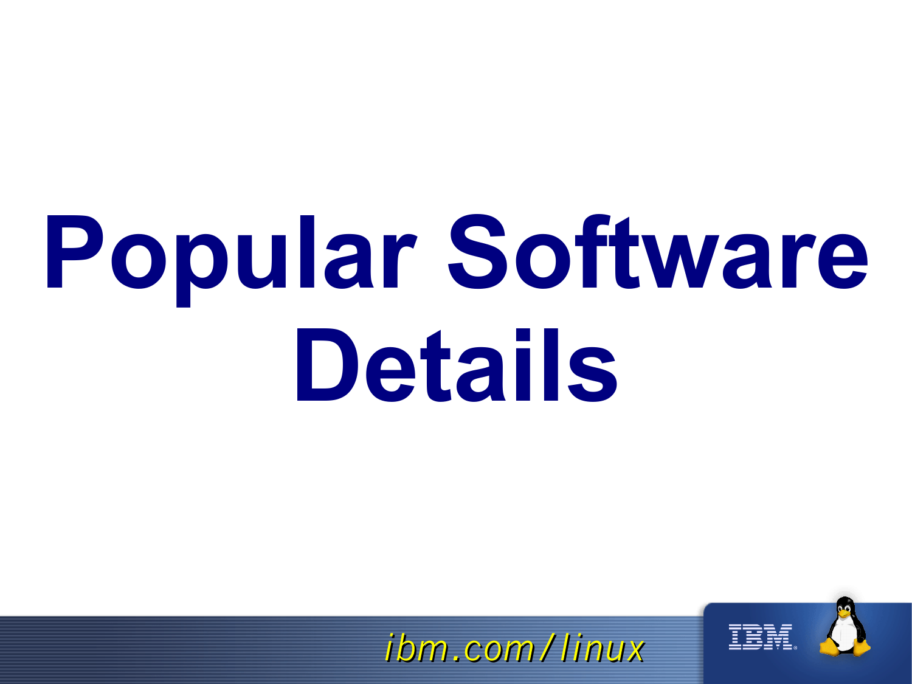# Popular Software Details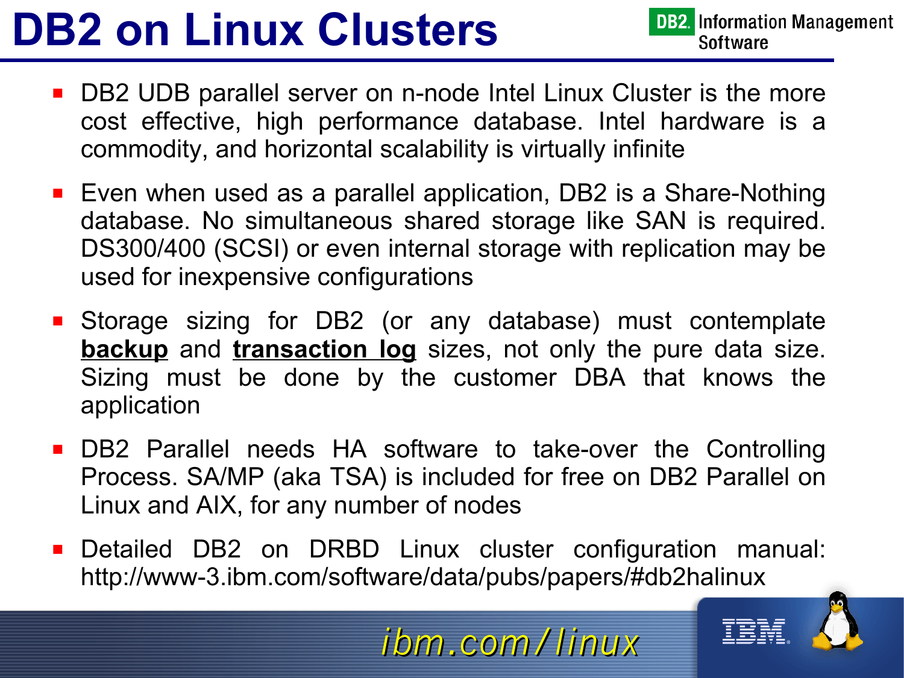# DB2 on Linux Clusters

- DB2 UDB parallel server on n-node Intel Linux Cluster is the more cost effective, high performance database. Intel hardware is a commodity, and horizontal scalability is virtually infinite
- Even when used as a parallel application, DB2 is a Share-Nothing database. No simultaneous shared storage like SAN is required. DS300/400 (SCSI) or even internal storage with replication may be used for inexpensive configurations
- Storage sizing for DB2 (or any database) must contemplate **backup** and **transaction log** sizes, not only the pure data size. Sizing must be done by the customer DBA that knows the application
- DB2 Parallel needs HA software to take-over the Controlling Process. SA/MP (aka TSA) is included for free on DB2 Parallel on Linux and AIX, for any number of nodes
- Detailed DB2 on DRBD Linux cluster configuration manual: http://www-3.ibm.com/software/data/pubs/papers/#db2halinux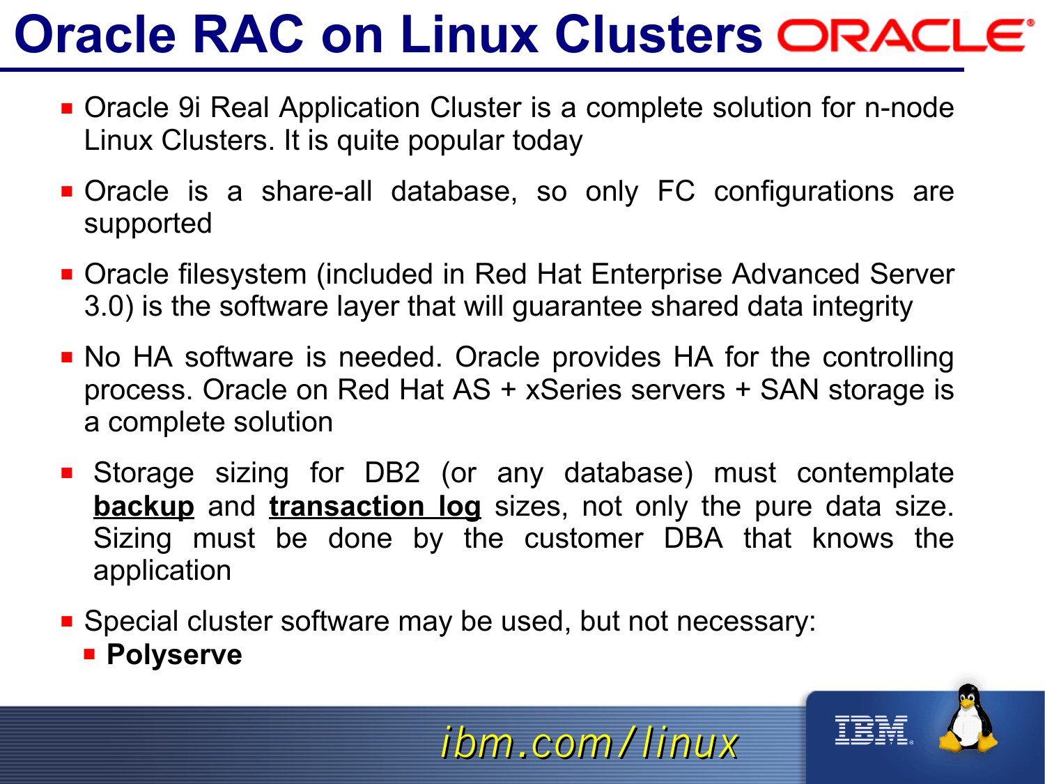# Oracle RAC on Linux Clusters

- Oracle 9i Real Application Cluster is a complete solution for n-node Linux Clusters. It is quite popular today
- Oracle is a share-all database, so only FC configurations are supported
- Oracle filesystem (included in Red Hat Enterprise Advanced Server 3.0) is the software layer that will guarantee shared data integrity
- No HA software is needed. Oracle provides HA for the controlling process. Oracle on Red Hat AS + xSeries servers + SAN storage is a complete solution
- Storage sizing for DB2 (or any database) must contemplate **backup** and **transaction log** sizes, not only the pure data size. Sizing must be done by the customer DBA that knows the application
- Special cluster software may be used, but not necessary:
  - **Polyserve**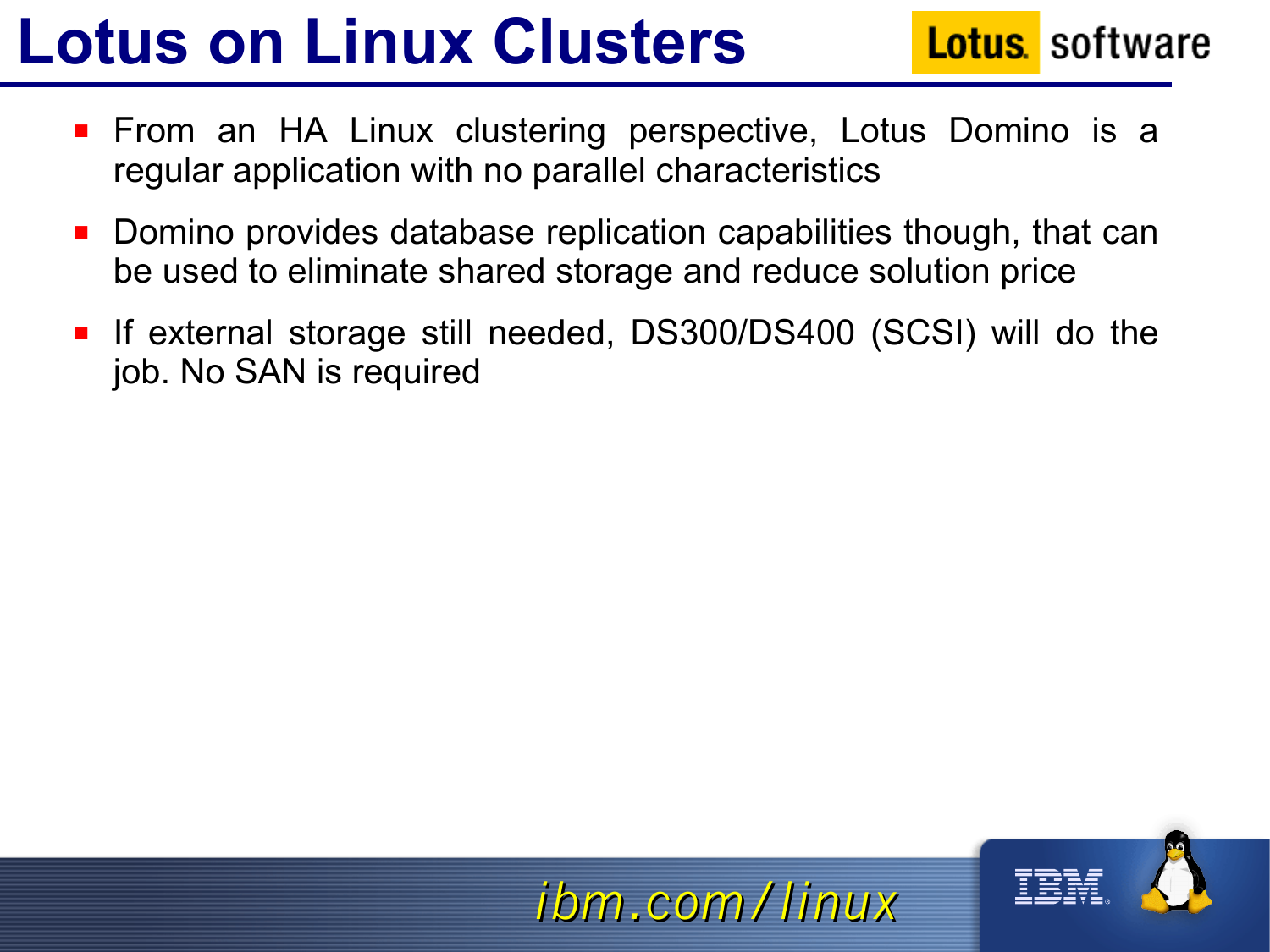# Lotus on Linux Clusters

- From an HA Linux clustering perspective, Lotus Domino is a regular application with no parallel characteristics
- Domino provides database replication capabilities though, that can be used to eliminate shared storage and reduce solution price
- If external storage still needed, DS300/DS400 (SCSI) will do the job. No SAN is required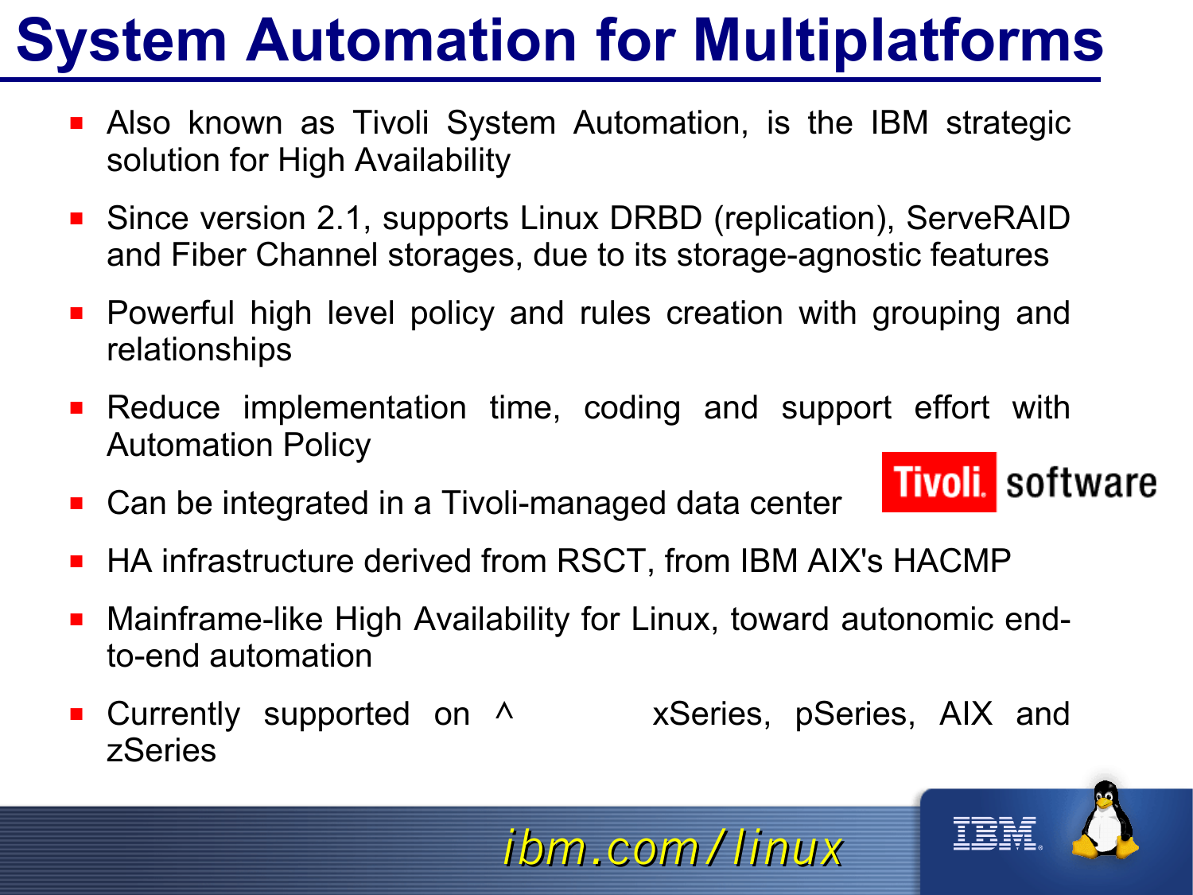# System Automation for Multiplatforms

- Also known as Tivoli System Automation, is the IBM strategic solution for High Availability
- Since version 2.1, supports Linux DRBD (replication), ServeRAID and Fiber Channel storages, due to its storage-agnostic features
- Powerful high level policy and rules creation with grouping and relationships
- Reduce implementation time, coding and support effort with Automation Policy
- Can be integrated in a Tivoli-managed data center
- HA infrastructure derived from RSCT, from IBM AIX's HACMP
- Mainframe-like High Availability for Linux, toward autonomic end-to-end automation
- Currently supported on ^ xSeries, pSeries, AIX and zSeries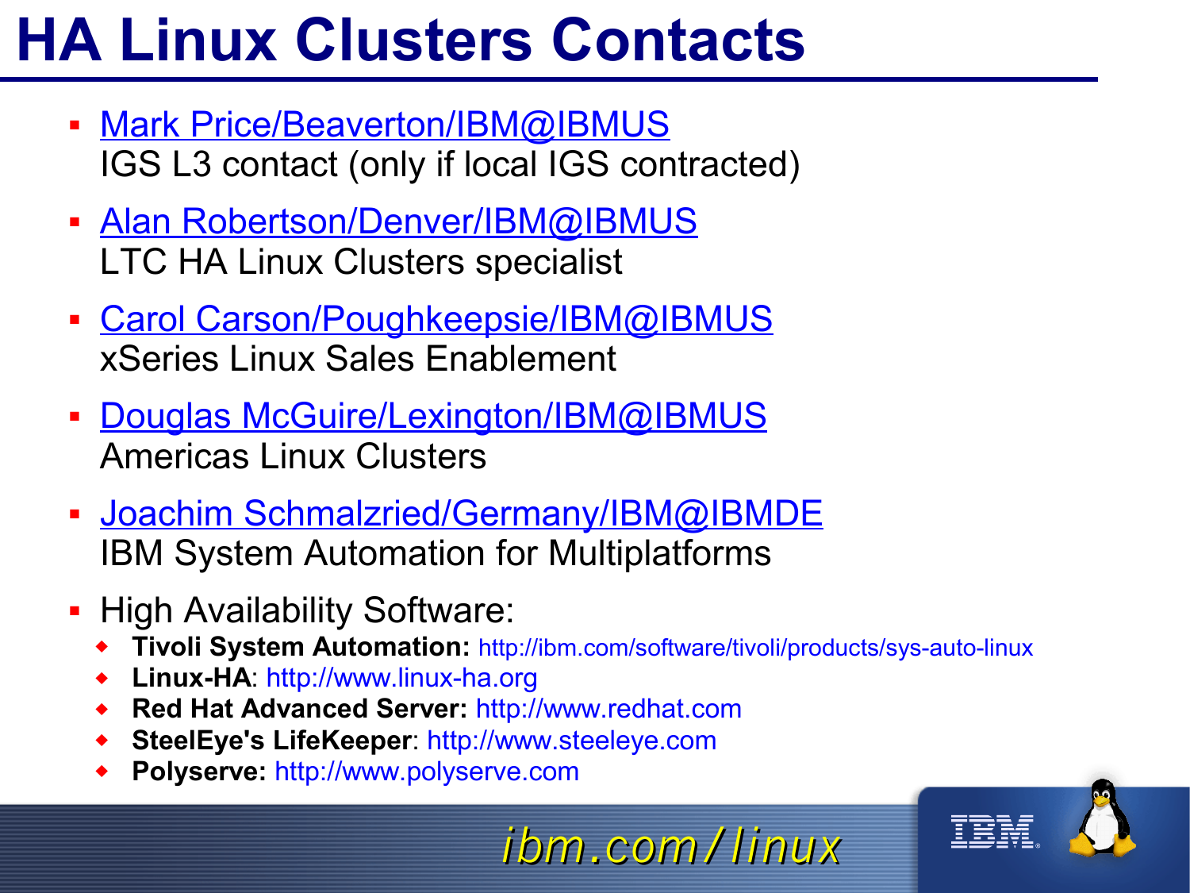# HA Linux Clusters Contacts

- Mark Price/Beaverton/IBM@IBMUS
  IGS L3 contact (only if local IGS contracted)
- Alan Robertson/Denver/IBM@IBMUS
  LTC HA Linux Clusters specialist
- Carol Carson/Poughkeepsie/IBM@IBMUS
  xSeries Linux Sales Enablement
- Douglas McGuire/Lexington/IBM@IBMUS
  Americas Linux Clusters
- Joachim Schmalzried/Germany/IBM@IBMDE
  IBM System Automation for Multiplatforms
- High Availability Software:
  - **Tivoli System Automation:** http://ibm.com/software/tivoli/products/sys-auto-linux
  - **Linux-HA**: http://www.linux-ha.org
  - **Red Hat Advanced Server:** http://www.redhat.com
  - **SteelEye's LifeKeeper**: http://www.steeleye.com
  - **Polyserve:** http://www.polyserve.com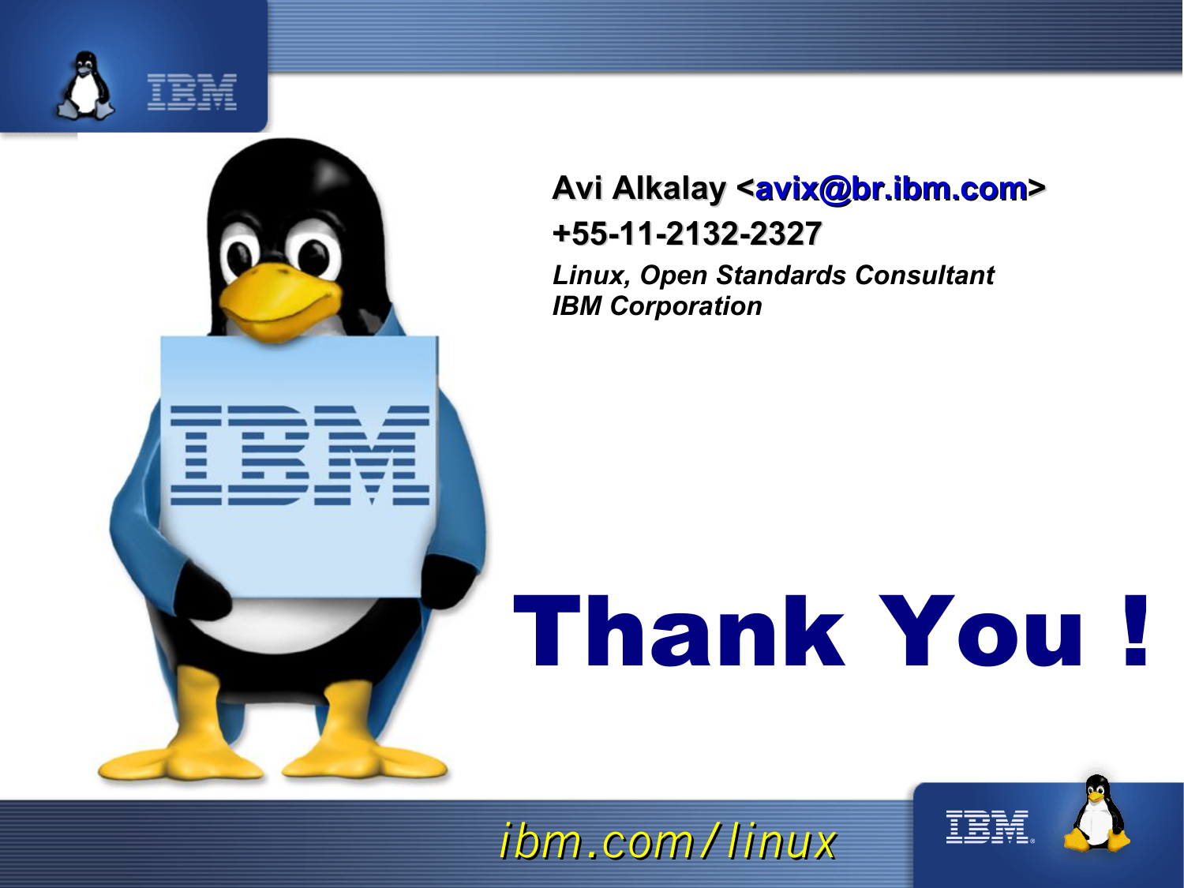**Avi Alkalay <avix@br.ibm.com>**

**+55-11-2132-2327**

***Linux, Open Standards Consultant***

***IBM Corporation***

# Thank You !

*ibm.com/linux*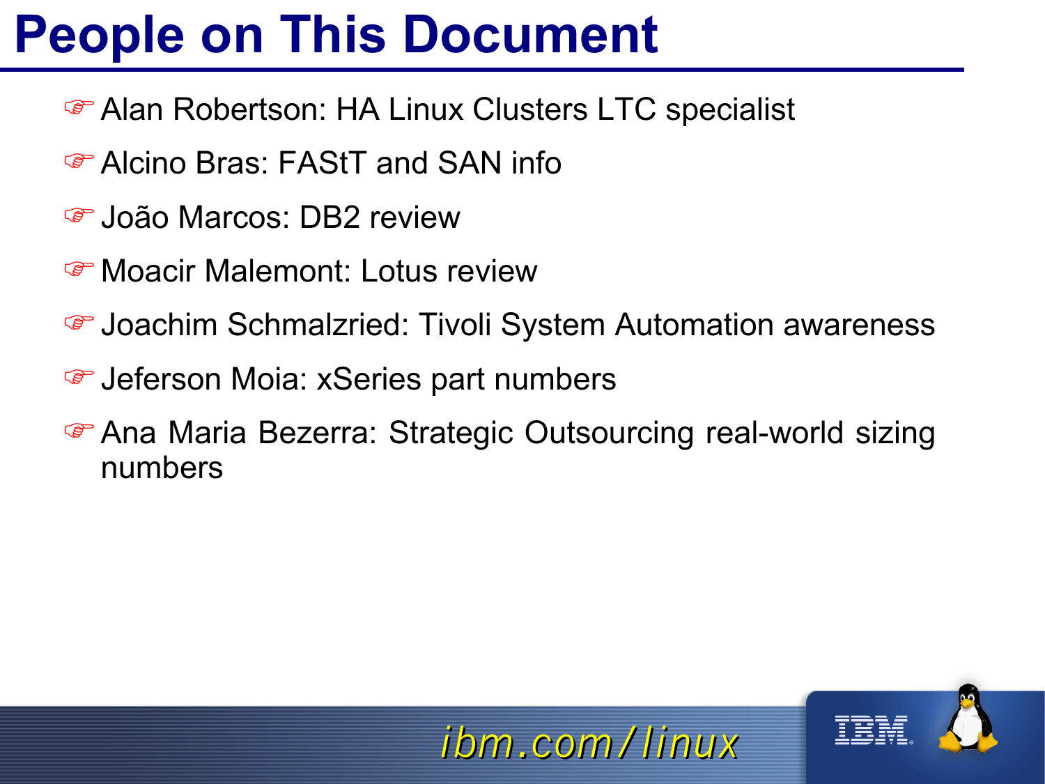# People on This Document

- Alan Robertson: HA Linux Clusters LTC specialist
- Alcino Bras: FAStT and SAN info
- João Marcos: DB2 review
- Moacir Malemont: Lotus review
- Joachim Schmalzried: Tivoli System Automation awareness
- Jeferson Moia: xSeries part numbers
- Ana Maria Bezerra: Strategic Outsourcing real-world sizing numbers